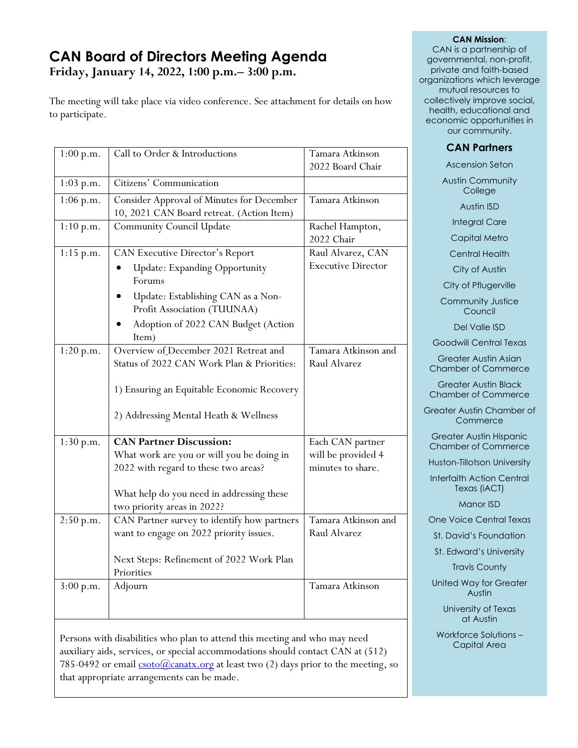# CAN Board of Directors Meeting Agenda

**Friday, January 14, 2022, 1:00 p.m.– 3:00 p.m.**

The meeting will take place via video conference. See attachment for details on how to participate.

| | | |
|---|---|---|
| 1:00 p.m. | Call to Order & Introductions | Tamara Atkinson 2022 Board Chair |
| 1:03 p.m. | Citizens' Communication | |
| 1:06 p.m. | Consider Approval of Minutes for December 10, 2021 CAN Board retreat. (Action Item) | Tamara Atkinson |
| 1:10 p.m. | Community Council Update | Rachel Hampton, 2022 Chair |
| 1:15 p.m. | CAN Executive Director's Report<br>• Update: Expanding Opportunity Forums<br>• Update: Establishing CAN as a Non-Profit Association (TUUNAA)<br>• Adoption of 2022 CAN Budget (Action Item) | Raul Alvarez, CAN Executive Director |
| 1:20 p.m. | Overview of December 2021 Retreat and Status of 2022 CAN Work Plan & Priorities:<br><br>1) Ensuring an Equitable Economic Recovery<br><br>2) Addressing Mental Heath & Wellness | Tamara Atkinson and Raul Alvarez |
| 1:30 p.m. | **CAN Partner Discussion:**<br>What work are you or will you be doing in 2022 with regard to these two areas?<br><br>What help do you need in addressing these two priority areas in 2022? | Each CAN partner will be provided 4 minutes to share. |
| 2:50 p.m. | CAN Partner survey to identify how partners want to engage on 2022 priority issues.<br><br>Next Steps: Refinement of 2022 Work Plan Priorities | Tamara Atkinson and Raul Alvarez |
| 3:00 p.m. | Adjourn | Tamara Atkinson |

Persons with disabilities who plan to attend this meeting and who may need auxiliary aids, services, or special accommodations should contact CAN at (512) 785-0492 or email csoto@canatx.org at least two (2) days prior to the meeting, so that appropriate arrangements can be made.

**CAN Mission**:
CAN is a partnership of governmental, non-profit, private and faith-based organizations which leverage mutual resources to collectively improve social, health, educational and economic opportunities in our community.

## CAN Partners

Ascension Seton

Austin Community College

Austin ISD

Integral Care

Capital Metro

Central Health

City of Austin

City of Pflugerville

Community Justice Council

Del Valle ISD

Goodwill Central Texas

Greater Austin Asian Chamber of Commerce

Greater Austin Black Chamber of Commerce

Greater Austin Chamber of Commerce

Greater Austin Hispanic Chamber of Commerce

Huston-Tillotson University

Interfaith Action Central Texas (iACT)

Manor ISD

One Voice Central Texas

St. David's Foundation

St. Edward's University

Travis County

United Way for Greater Austin

University of Texas at Austin

Workforce Solutions – Capital Area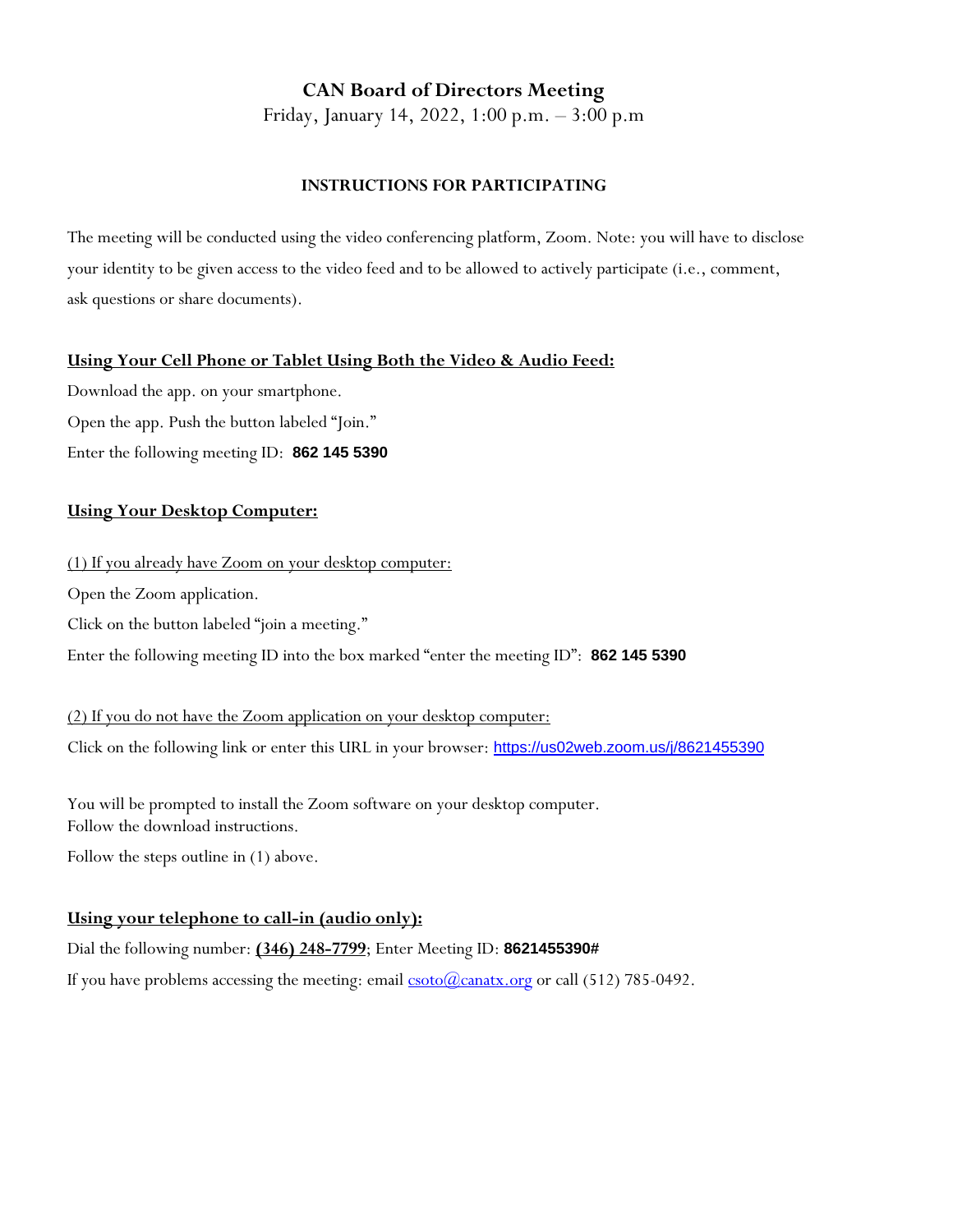# CAN Board of Directors Meeting

Friday, January 14, 2022, 1:00 p.m. – 3:00 p.m

## INSTRUCTIONS FOR PARTICIPATING

The meeting will be conducted using the video conferencing platform, Zoom. Note: you will have to disclose your identity to be given access to the video feed and to be allowed to actively participate (i.e., comment, ask questions or share documents).

### Using Your Cell Phone or Tablet Using Both the Video & Audio Feed:

Download the app. on your smartphone.

Open the app. Push the button labeled "Join."

Enter the following meeting ID: **862 145 5390**

### Using Your Desktop Computer:

(1) If you already have Zoom on your desktop computer:

Open the Zoom application.

Click on the button labeled "join a meeting."

Enter the following meeting ID into the box marked "enter the meeting ID": **862 145 5390**

(2) If you do not have the Zoom application on your desktop computer:

Click on the following link or enter this URL in your browser: https://us02web.zoom.us/j/8621455390

You will be prompted to install the Zoom software on your desktop computer.
Follow the download instructions.

Follow the steps outline in (1) above.

### Using your telephone to call-in (audio only):

Dial the following number: **(346) 248-7799**; Enter Meeting ID: **8621455390#**

If you have problems accessing the meeting: email csoto@canatx.org or call (512) 785-0492.